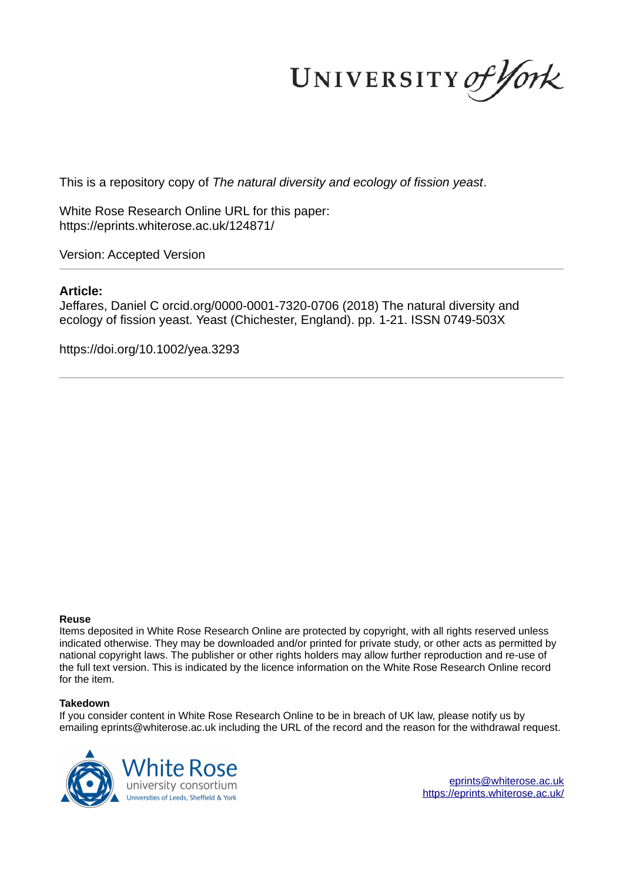UNIVERSITY *of York*

This is a repository copy of *The natural diversity and ecology of fission yeast*.

White Rose Research Online URL for this paper:
https://eprints.whiterose.ac.uk/124871/

Version: Accepted Version

**Article:**

Jeffares, Daniel C orcid.org/0000-0001-7320-0706 (2018) The natural diversity and ecology of fission yeast. Yeast (Chichester, England). pp. 1-21. ISSN 0749-503X

https://doi.org/10.1002/yea.3293

**Reuse**

Items deposited in White Rose Research Online are protected by copyright, with all rights reserved unless indicated otherwise. They may be downloaded and/or printed for private study, or other acts as permitted by national copyright laws. The publisher or other rights holders may allow further reproduction and re-use of the full text version. This is indicated by the licence information on the White Rose Research Online record for the item.

**Takedown**

If you consider content in White Rose Research Online to be in breach of UK law, please notify us by emailing eprints@whiterose.ac.uk including the URL of the record and the reason for the withdrawal request.

White Rose university consortium
Universities of Leeds, Sheffield & York

eprints@whiterose.ac.uk
https://eprints.whiterose.ac.uk/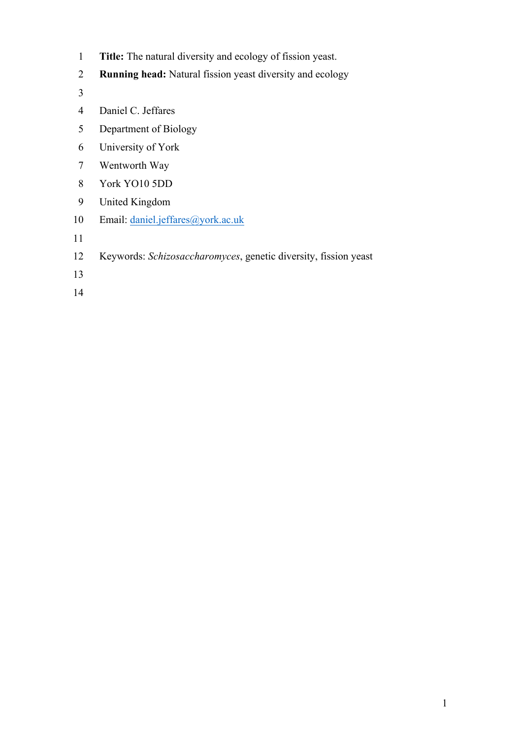**Title:** The natural diversity and ecology of fission yeast.

**Running head:** Natural fission yeast diversity and ecology

Daniel C. Jeffares

Department of Biology

University of York

Wentworth Way

York YO10 5DD

United Kingdom

Email: daniel.jeffares@york.ac.uk

Keywords: *Schizosaccharomyces*, genetic diversity, fission yeast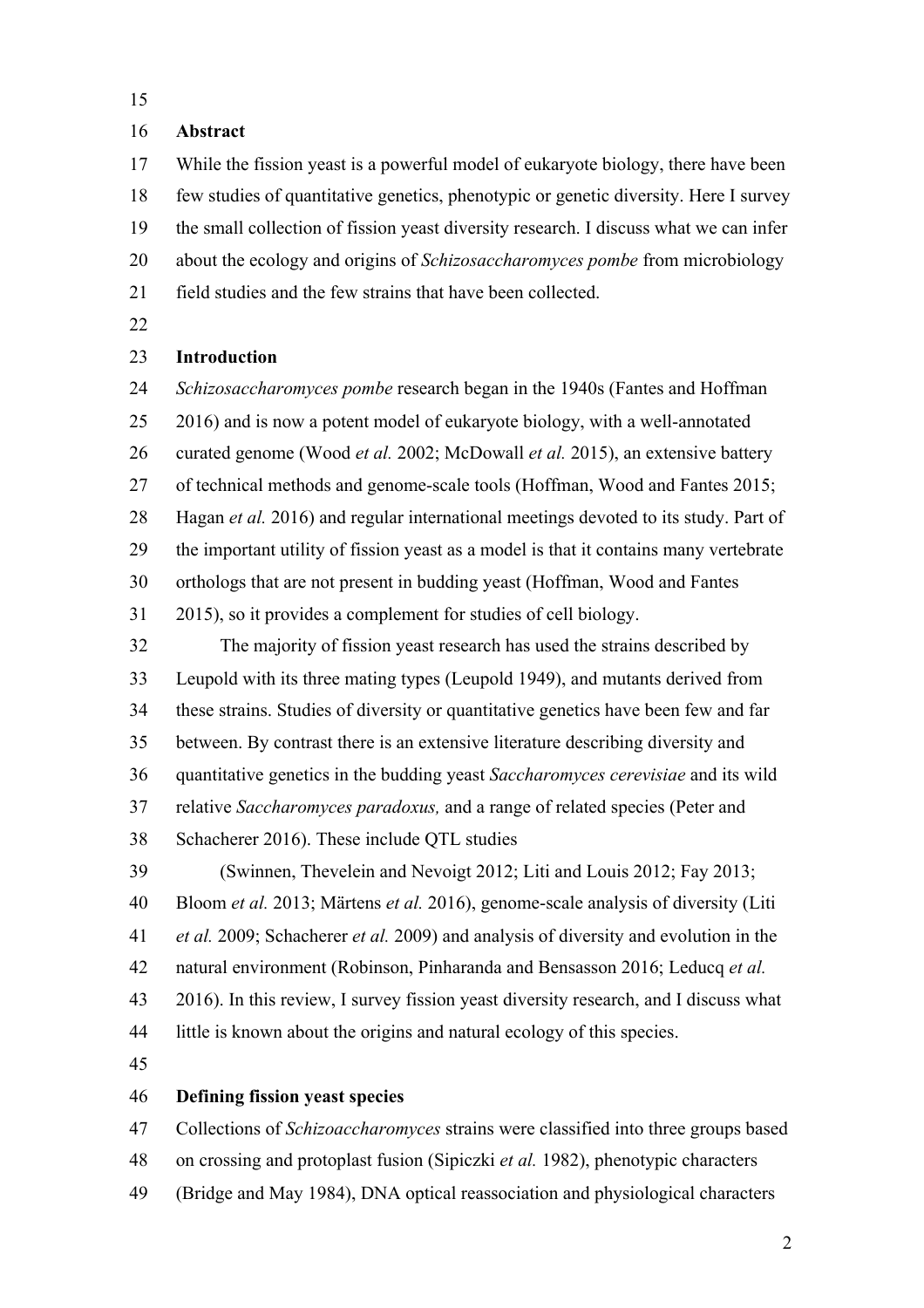## Abstract

While the fission yeast is a powerful model of eukaryote biology, there have been few studies of quantitative genetics, phenotypic or genetic diversity. Here I survey the small collection of fission yeast diversity research. I discuss what we can infer about the ecology and origins of *Schizosaccharomyces pombe* from microbiology field studies and the few strains that have been collected.

## Introduction

*Schizosaccharomyces pombe* research began in the 1940s (Fantes and Hoffman 2016) and is now a potent model of eukaryote biology, with a well-annotated curated genome (Wood *et al.* 2002; McDowall *et al.* 2015), an extensive battery of technical methods and genome-scale tools (Hoffman, Wood and Fantes 2015; Hagan *et al.* 2016) and regular international meetings devoted to its study. Part of the important utility of fission yeast as a model is that it contains many vertebrate orthologs that are not present in budding yeast (Hoffman, Wood and Fantes 2015), so it provides a complement for studies of cell biology.

The majority of fission yeast research has used the strains described by Leupold with its three mating types (Leupold 1949), and mutants derived from these strains. Studies of diversity or quantitative genetics have been few and far between. By contrast there is an extensive literature describing diversity and quantitative genetics in the budding yeast *Saccharomyces cerevisiae* and its wild relative *Saccharomyces paradoxus,* and a range of related species (Peter and Schacherer 2016). These include QTL studies (Swinnen, Thevelein and Nevoigt 2012; Liti and Louis 2012; Fay 2013; Bloom *et al.* 2013; Märtens *et al.* 2016), genome-scale analysis of diversity (Liti *et al.* 2009; Schacherer *et al.* 2009) and analysis of diversity and evolution in the natural environment (Robinson, Pinharanda and Bensasson 2016; Leducq *et al.* 2016). In this review, I survey fission yeast diversity research, and I discuss what little is known about the origins and natural ecology of this species.

## Defining fission yeast species

Collections of *Schizoaccharomyces* strains were classified into three groups based on crossing and protoplast fusion (Sipiczki *et al.* 1982), phenotypic characters (Bridge and May 1984), DNA optical reassociation and physiological characters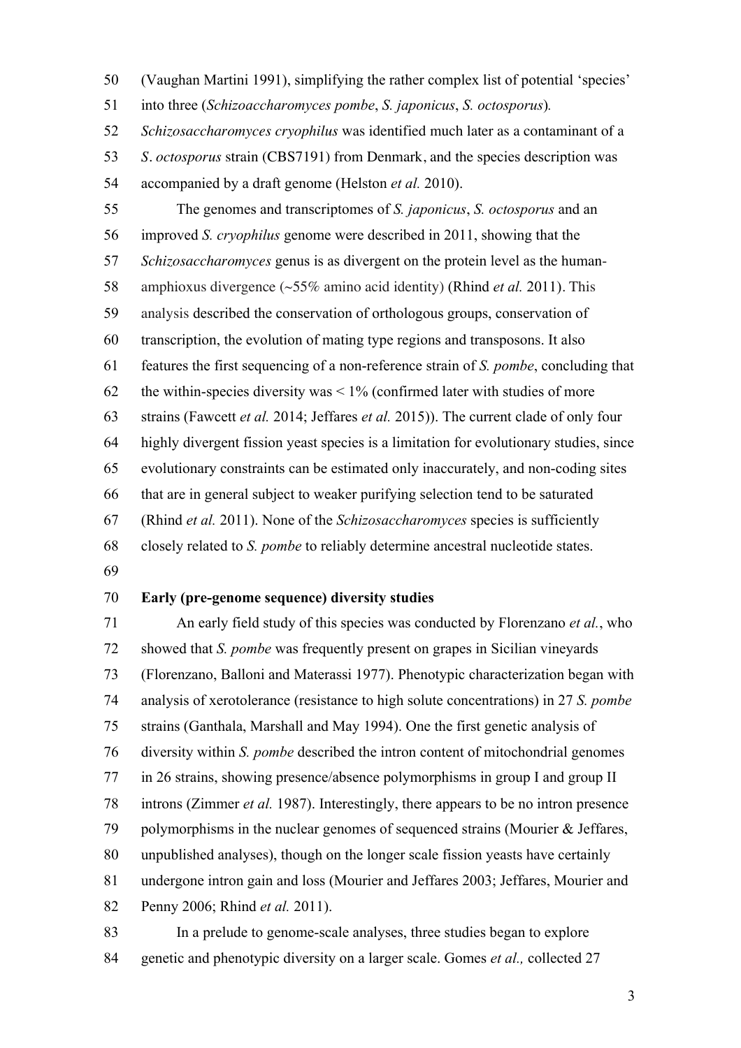(Vaughan Martini 1991), simplifying the rather complex list of potential 'species' into three (*Schizoaccharomyces pombe*, *S. japonicus*, *S. octosporus*). *Schizosaccharomyces cryophilus* was identified much later as a contaminant of a *S. octosporus* strain (CBS7191) from Denmark, and the species description was accompanied by a draft genome (Helston *et al.* 2010).

The genomes and transcriptomes of *S. japonicus*, *S. octosporus* and an improved *S. cryophilus* genome were described in 2011, showing that the *Schizosaccharomyces* genus is as divergent on the protein level as the human-amphioxus divergence (~55% amino acid identity) (Rhind *et al.* 2011). This analysis described the conservation of orthologous groups, conservation of transcription, the evolution of mating type regions and transposons. It also features the first sequencing of a non-reference strain of *S. pombe*, concluding that the within-species diversity was < 1% (confirmed later with studies of more strains (Fawcett *et al.* 2014; Jeffares *et al.* 2015)). The current clade of only four highly divergent fission yeast species is a limitation for evolutionary studies, since evolutionary constraints can be estimated only inaccurately, and non-coding sites that are in general subject to weaker purifying selection tend to be saturated (Rhind *et al.* 2011). None of the *Schizosaccharomyces* species is sufficiently closely related to *S. pombe* to reliably determine ancestral nucleotide states.

**Early (pre-genome sequence) diversity studies**

An early field study of this species was conducted by Florenzano *et al.*, who showed that *S. pombe* was frequently present on grapes in Sicilian vineyards (Florenzano, Balloni and Materassi 1977). Phenotypic characterization began with analysis of xerotolerance (resistance to high solute concentrations) in 27 *S. pombe* strains (Ganthala, Marshall and May 1994). One the first genetic analysis of diversity within *S. pombe* described the intron content of mitochondrial genomes in 26 strains, showing presence/absence polymorphisms in group I and group II introns (Zimmer *et al.* 1987). Interestingly, there appears to be no intron presence polymorphisms in the nuclear genomes of sequenced strains (Mourier & Jeffares, unpublished analyses), though on the longer scale fission yeasts have certainly undergone intron gain and loss (Mourier and Jeffares 2003; Jeffares, Mourier and Penny 2006; Rhind *et al.* 2011).

In a prelude to genome-scale analyses, three studies began to explore genetic and phenotypic diversity on a larger scale. Gomes *et al.,* collected 27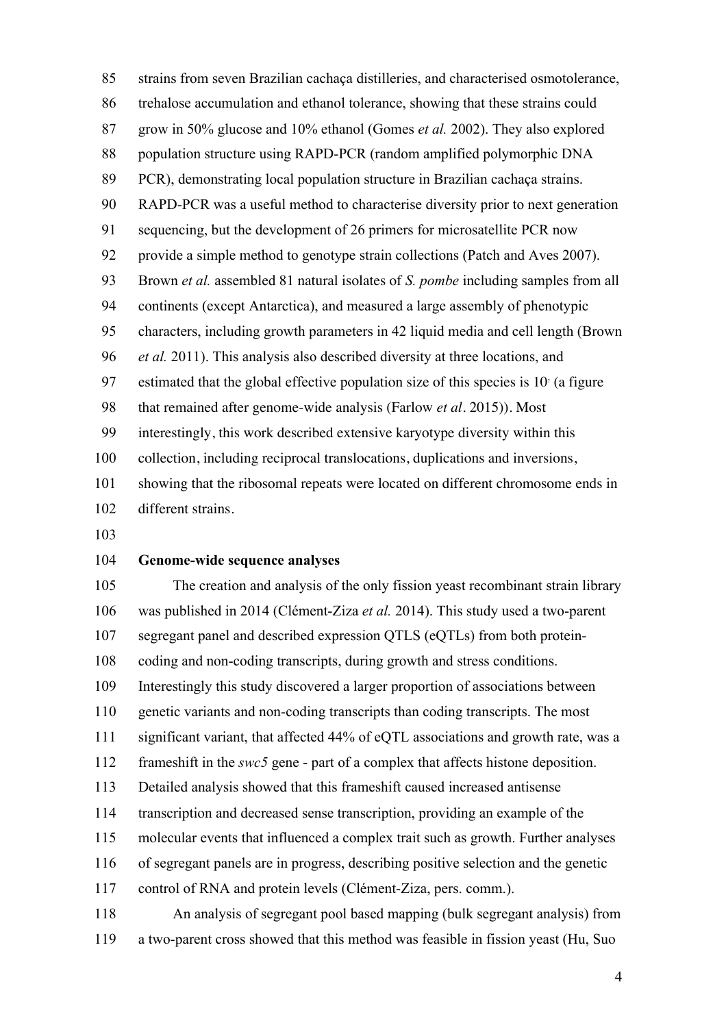strains from seven Brazilian cachaça distilleries, and characterised osmotolerance, trehalose accumulation and ethanol tolerance, showing that these strains could grow in 50% glucose and 10% ethanol (Gomes *et al.* 2002). They also explored population structure using RAPD-PCR (random amplified polymorphic DNA PCR), demonstrating local population structure in Brazilian cachaça strains. RAPD-PCR was a useful method to characterise diversity prior to next generation sequencing, but the development of 26 primers for microsatellite PCR now provide a simple method to genotype strain collections (Patch and Aves 2007). Brown *et al.* assembled 81 natural isolates of *S. pombe* including samples from all continents (except Antarctica), and measured a large assembly of phenotypic characters, including growth parameters in 42 liquid media and cell length (Brown *et al.* 2011). This analysis also described diversity at three locations, and estimated that the global effective population size of this species is $10^7$ (a figure that remained after genome-wide analysis (Farlow *et al*. 2015)). Most interestingly, this work described extensive karyotype diversity within this collection, including reciprocal translocations, duplications and inversions, showing that the ribosomal repeats were located on different chromosome ends in different strains.

**Genome-wide sequence analyses**

The creation and analysis of the only fission yeast recombinant strain library was published in 2014 (Clément-Ziza *et al.* 2014). This study used a two-parent segregant panel and described expression QTLS (eQTLs) from both protein-coding and non-coding transcripts, during growth and stress conditions. Interestingly this study discovered a larger proportion of associations between genetic variants and non-coding transcripts than coding transcripts. The most significant variant, that affected 44% of eQTL associations and growth rate, was a frameshift in the *swc5* gene - part of a complex that affects histone deposition. Detailed analysis showed that this frameshift caused increased antisense transcription and decreased sense transcription, providing an example of the molecular events that influenced a complex trait such as growth. Further analyses of segregant panels are in progress, describing positive selection and the genetic control of RNA and protein levels (Clément-Ziza, pers. comm.).

An analysis of segregant pool based mapping (bulk segregant analysis) from a two-parent cross showed that this method was feasible in fission yeast (Hu, Suo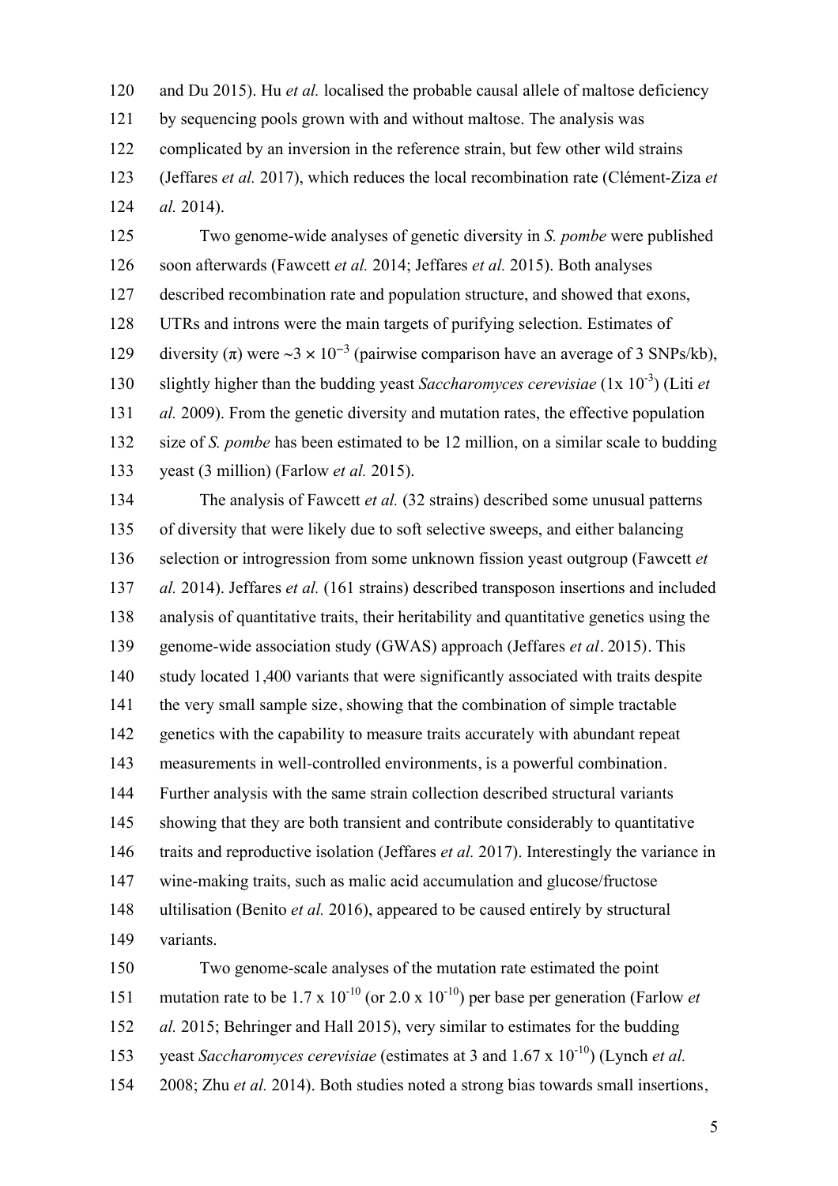and Du 2015). Hu *et al.* localised the probable causal allele of maltose deficiency by sequencing pools grown with and without maltose. The analysis was complicated by an inversion in the reference strain, but few other wild strains (Jeffares *et al.* 2017), which reduces the local recombination rate (Clément-Ziza *et al.* 2014).

Two genome-wide analyses of genetic diversity in *S. pombe* were published soon afterwards (Fawcett *et al.* 2014; Jeffares *et al.* 2015). Both analyses described recombination rate and population structure, and showed that exons, UTRs and introns were the main targets of purifying selection. Estimates of diversity ($\pi$) were $\sim 3 \times 10^{-3}$ (pairwise comparison have an average of 3 SNPs/kb), slightly higher than the budding yeast *Saccharomyces cerevisiae* ($1\text{x } 10^{-3}$) (Liti *et al.* 2009). From the genetic diversity and mutation rates, the effective population size of *S. pombe* has been estimated to be 12 million, on a similar scale to budding yeast (3 million) (Farlow *et al.* 2015).

The analysis of Fawcett *et al.* (32 strains) described some unusual patterns of diversity that were likely due to soft selective sweeps, and either balancing selection or introgression from some unknown fission yeast outgroup (Fawcett *et al.* 2014). Jeffares *et al.* (161 strains) described transposon insertions and included analysis of quantitative traits, their heritability and quantitative genetics using the genome-wide association study (GWAS) approach (Jeffares *et al*. 2015). This study located 1,400 variants that were significantly associated with traits despite the very small sample size, showing that the combination of simple tractable genetics with the capability to measure traits accurately with abundant repeat measurements in well-controlled environments, is a powerful combination. Further analysis with the same strain collection described structural variants showing that they are both transient and contribute considerably to quantitative traits and reproductive isolation (Jeffares *et al.* 2017). Interestingly the variance in wine-making traits, such as malic acid accumulation and glucose/fructose ultilisation (Benito *et al.* 2016), appeared to be caused entirely by structural variants.

Two genome-scale analyses of the mutation rate estimated the point mutation rate to be $1.7 \text{ x } 10^{-10}$ (or $2.0 \text{ x } 10^{-10}$) per base per generation (Farlow *et al.* 2015; Behringer and Hall 2015), very similar to estimates for the budding yeast *Saccharomyces cerevisiae* (estimates at 3 and $1.67 \text{ x } 10^{-10}$) (Lynch *et al.* 2008; Zhu *et al.* 2014). Both studies noted a strong bias towards small insertions,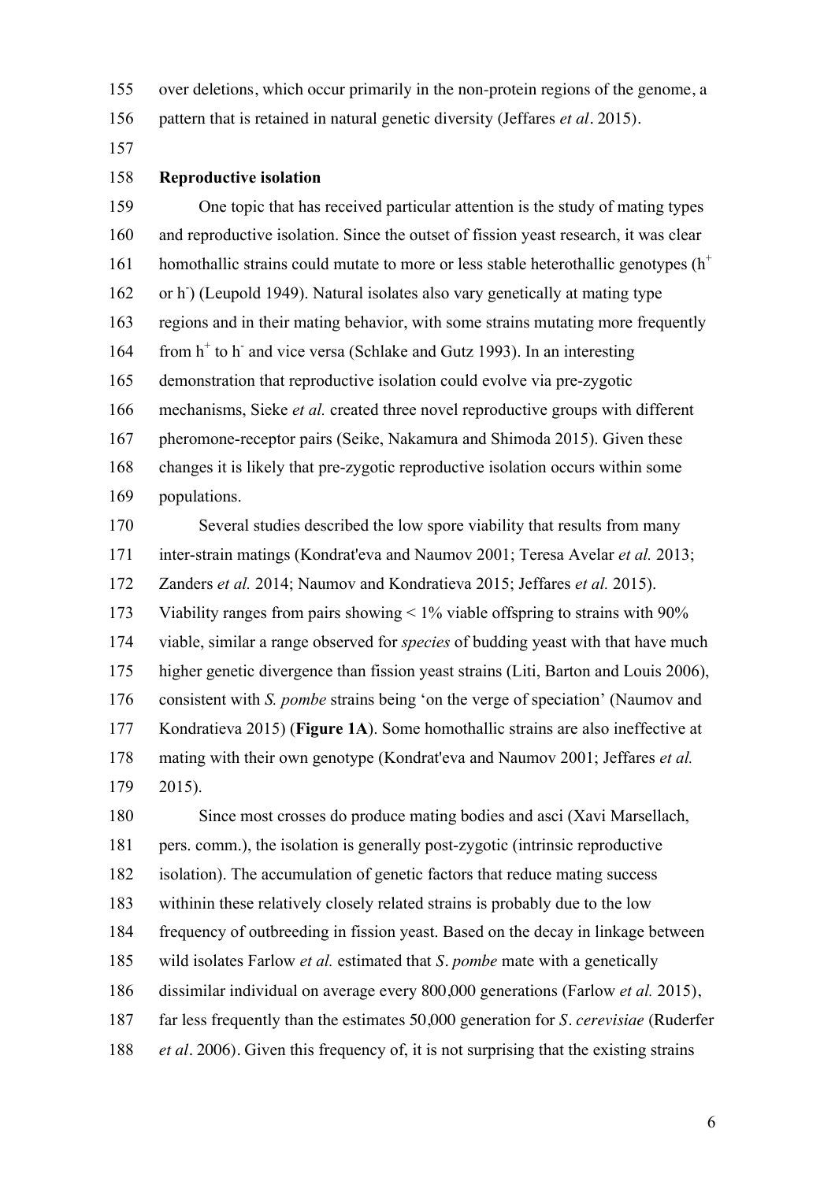over deletions, which occur primarily in the non-protein regions of the genome, a pattern that is retained in natural genetic diversity (Jeffares *et al*. 2015).

**Reproductive isolation**

One topic that has received particular attention is the study of mating types and reproductive isolation. Since the outset of fission yeast research, it was clear homothallic strains could mutate to more or less stable heterothallic genotypes ($h^+$ or $h^-$) (Leupold 1949). Natural isolates also vary genetically at mating type regions and in their mating behavior, with some strains mutating more frequently from $h^+$ to $h^-$ and vice versa (Schlake and Gutz 1993). In an interesting demonstration that reproductive isolation could evolve via pre-zygotic mechanisms, Sieke *et al.* created three novel reproductive groups with different pheromone-receptor pairs (Seike, Nakamura and Shimoda 2015). Given these changes it is likely that pre-zygotic reproductive isolation occurs within some populations.

Several studies described the low spore viability that results from many inter-strain matings (Kondrat'eva and Naumov 2001; Teresa Avelar *et al.* 2013; Zanders *et al.* 2014; Naumov and Kondratieva 2015; Jeffares *et al.* 2015). Viability ranges from pairs showing < 1% viable offspring to strains with 90% viable, similar a range observed for *species* of budding yeast with that have much higher genetic divergence than fission yeast strains (Liti, Barton and Louis 2006), consistent with *S. pombe* strains being 'on the verge of speciation' (Naumov and Kondratieva 2015) (**Figure 1A**). Some homothallic strains are also ineffective at mating with their own genotype (Kondrat'eva and Naumov 2001; Jeffares *et al.* 2015).

Since most crosses do produce mating bodies and asci (Xavi Marsellach, pers. comm.), the isolation is generally post-zygotic (intrinsic reproductive isolation). The accumulation of genetic factors that reduce mating success withinin these relatively closely related strains is probably due to the low frequency of outbreeding in fission yeast. Based on the decay in linkage between wild isolates Farlow *et al.* estimated that *S. pombe* mate with a genetically dissimilar individual on average every 800,000 generations (Farlow *et al.* 2015), far less frequently than the estimates 50,000 generation for *S. cerevisiae* (Ruderfer *et al*. 2006). Given this frequency of, it is not surprising that the existing strains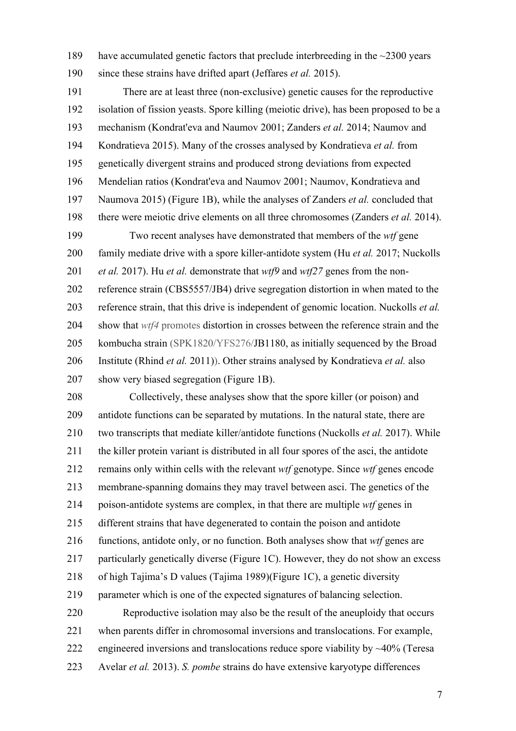have accumulated genetic factors that preclude interbreeding in the ~2300 years since these strains have drifted apart (Jeffares *et al.* 2015).

There are at least three (non-exclusive) genetic causes for the reproductive isolation of fission yeasts. Spore killing (meiotic drive), has been proposed to be a mechanism (Kondrat'eva and Naumov 2001; Zanders *et al.* 2014; Naumov and Kondratieva 2015). Many of the crosses analysed by Kondratieva *et al.* from genetically divergent strains and produced strong deviations from expected Mendelian ratios (Kondrat'eva and Naumov 2001; Naumov, Kondratieva and Naumova 2015) (Figure 1B), while the analyses of Zanders *et al.* concluded that there were meiotic drive elements on all three chromosomes (Zanders *et al.* 2014).

Two recent analyses have demonstrated that members of the *wtf* gene family mediate drive with a spore killer-antidote system (Hu *et al.* 2017; Nuckolls *et al.* 2017). Hu *et al.* demonstrate that *wtf9* and *wtf27* genes from the non-reference strain (CBS5557/JB4) drive segregation distortion in when mated to the reference strain, that this drive is independent of genomic location. Nuckolls *et al.* show that *wtf4* promotes distortion in crosses between the reference strain and the kombucha strain (SPK1820/YFS276/JB1180, as initially sequenced by the Broad Institute (Rhind *et al.* 2011)). Other strains analysed by Kondratieva *et al.* also show very biased segregation (Figure 1B).

Collectively, these analyses show that the spore killer (or poison) and antidote functions can be separated by mutations. In the natural state, there are two transcripts that mediate killer/antidote functions (Nuckolls *et al.* 2017). While the killer protein variant is distributed in all four spores of the asci, the antidote remains only within cells with the relevant *wtf* genotype. Since *wtf* genes encode membrane-spanning domains they may travel between asci. The genetics of the poison-antidote systems are complex, in that there are multiple *wtf* genes in different strains that have degenerated to contain the poison and antidote functions, antidote only, or no function. Both analyses show that *wtf* genes are particularly genetically diverse (Figure 1C). However, they do not show an excess of high Tajima's D values (Tajima 1989)(Figure 1C), a genetic diversity parameter which is one of the expected signatures of balancing selection.

Reproductive isolation may also be the result of the aneuploidy that occurs when parents differ in chromosomal inversions and translocations. For example, engineered inversions and translocations reduce spore viability by ~40% (Teresa Avelar *et al.* 2013). *S. pombe* strains do have extensive karyotype differences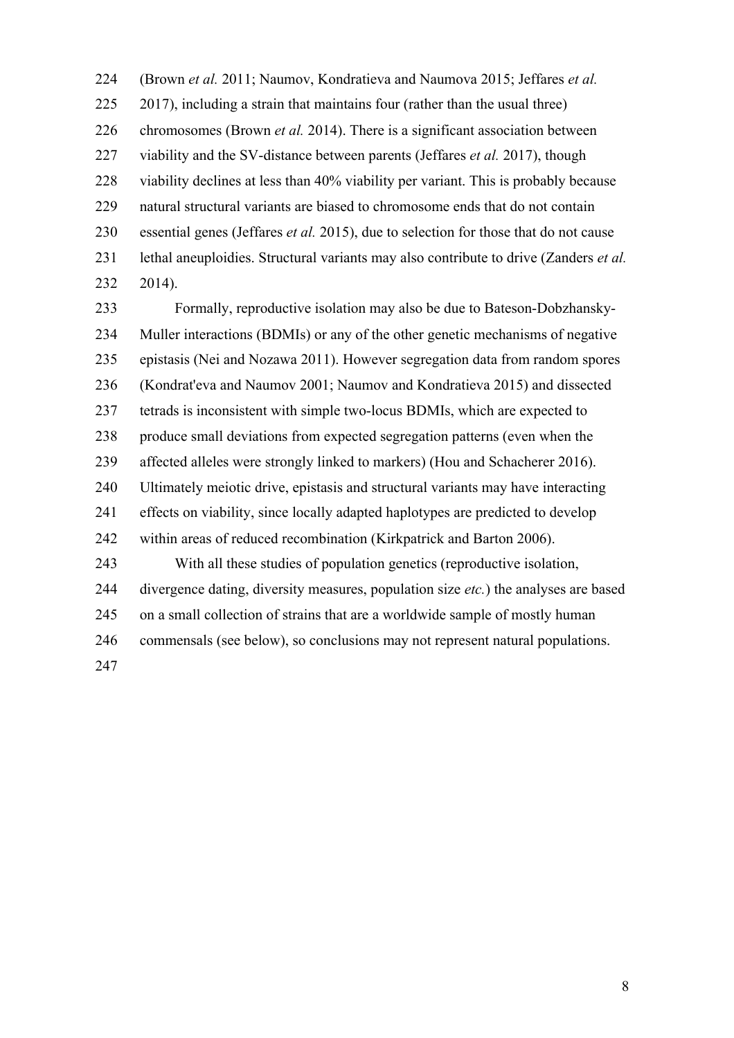(Brown *et al.* 2011; Naumov, Kondratieva and Naumova 2015; Jeffares *et al.* 2017), including a strain that maintains four (rather than the usual three) chromosomes (Brown *et al.* 2014). There is a significant association between viability and the SV-distance between parents (Jeffares *et al.* 2017), though viability declines at less than 40% viability per variant. This is probably because natural structural variants are biased to chromosome ends that do not contain essential genes (Jeffares *et al.* 2015), due to selection for those that do not cause lethal aneuploidies. Structural variants may also contribute to drive (Zanders *et al.* 2014).

Formally, reproductive isolation may also be due to Bateson-Dobzhansky-Muller interactions (BDMIs) or any of the other genetic mechanisms of negative epistasis (Nei and Nozawa 2011). However segregation data from random spores (Kondrat'eva and Naumov 2001; Naumov and Kondratieva 2015) and dissected tetrads is inconsistent with simple two-locus BDMIs, which are expected to produce small deviations from expected segregation patterns (even when the affected alleles were strongly linked to markers) (Hou and Schacherer 2016). Ultimately meiotic drive, epistasis and structural variants may have interacting effects on viability, since locally adapted haplotypes are predicted to develop within areas of reduced recombination (Kirkpatrick and Barton 2006).

With all these studies of population genetics (reproductive isolation, divergence dating, diversity measures, population size *etc.*) the analyses are based on a small collection of strains that are a worldwide sample of mostly human commensals (see below), so conclusions may not represent natural populations.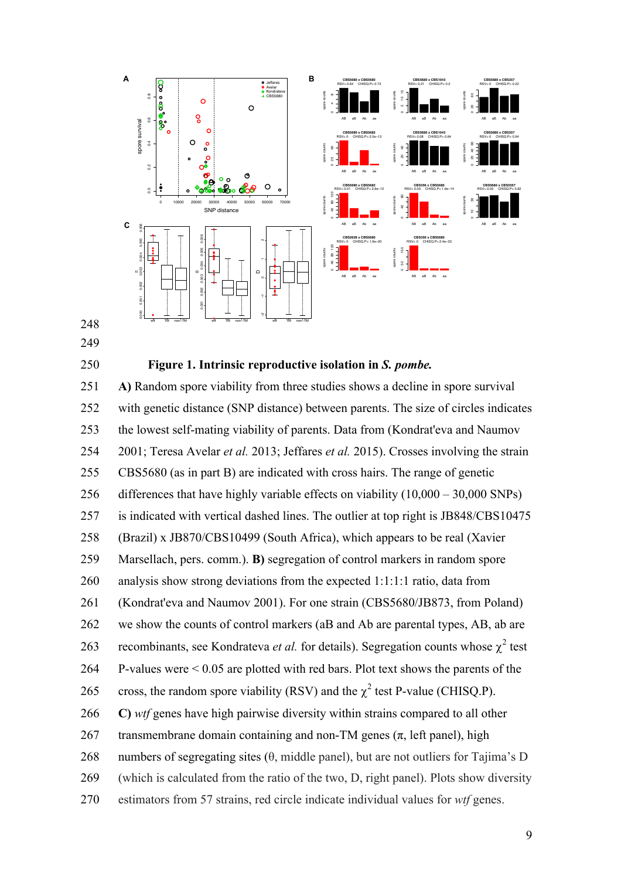**Figure 1. Intrinsic reproductive isolation in *S. pombe*.**
**A)** Random spore viability from three studies shows a decline in spore survival with genetic distance (SNP distance) between parents. The size of circles indicates the lowest self-mating viability of parents. Data from (Kondrat'eva and Naumov 2001; Teresa Avelar *et al.* 2013; Jeffares *et al.* 2015). Crosses involving the strain CBS5680 (as in part B) are indicated with cross hairs. The range of genetic differences that have highly variable effects on viability (10,000 – 30,000 SNPs) is indicated with vertical dashed lines. The outlier at top right is JB848/CBS10475 (Brazil) x JB870/CBS10499 (South Africa), which appears to be real (Xavier Marsellach, pers. comm.). **B)** segregation of control markers in random spore analysis show strong deviations from the expected 1:1:1:1 ratio, data from (Kondrat'eva and Naumov 2001). For one strain (CBS5680/JB873, from Poland) we show the counts of control markers (aB and Ab are parental types, AB, ab are recombinants, see Kondrateva *et al.* for details). Segregation counts whose $\chi^2$ test P-values were < 0.05 are plotted with red bars. Plot text shows the parents of the cross, the random spore viability (RSV) and the $\chi^2$ test P-value (CHISQ.P). **C)** *wtf* genes have high pairwise diversity within strains compared to all other transmembrane domain containing and non-TM genes ($\pi$, left panel), high numbers of segregating sites ($\theta$, middle panel), but are not outliers for Tajima's D (which is calculated from the ratio of the two, D, right panel). Plots show diversity estimators from 57 strains, red circle indicate individual values for *wtf* genes.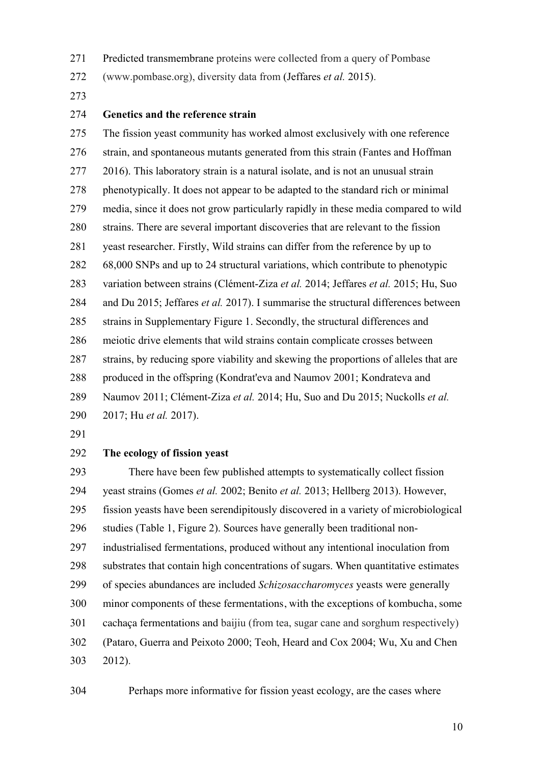Predicted transmembrane proteins were collected from a query of Pombase (www.pombase.org), diversity data from (Jeffares *et al.* 2015).

**Genetics and the reference strain**

The fission yeast community has worked almost exclusively with one reference strain, and spontaneous mutants generated from this strain (Fantes and Hoffman 2016). This laboratory strain is a natural isolate, and is not an unusual strain phenotypically. It does not appear to be adapted to the standard rich or minimal media, since it does not grow particularly rapidly in these media compared to wild strains. There are several important discoveries that are relevant to the fission yeast researcher. Firstly, Wild strains can differ from the reference by up to 68,000 SNPs and up to 24 structural variations, which contribute to phenotypic variation between strains (Clément-Ziza *et al.* 2014; Jeffares *et al.* 2015; Hu, Suo and Du 2015; Jeffares *et al.* 2017). I summarise the structural differences between strains in Supplementary Figure 1. Secondly, the structural differences and meiotic drive elements that wild strains contain complicate crosses between strains, by reducing spore viability and skewing the proportions of alleles that are produced in the offspring (Kondrat'eva and Naumov 2001; Kondrateva and Naumov 2011; Clément-Ziza *et al.* 2014; Hu, Suo and Du 2015; Nuckolls *et al.* 2017; Hu *et al.* 2017).

**The ecology of fission yeast**

There have been few published attempts to systematically collect fission yeast strains (Gomes *et al.* 2002; Benito *et al.* 2013; Hellberg 2013). However, fission yeasts have been serendipitously discovered in a variety of microbiological studies (Table 1, Figure 2). Sources have generally been traditional non-industrialised fermentations, produced without any intentional inoculation from substrates that contain high concentrations of sugars. When quantitative estimates of species abundances are included *Schizosaccharomyces* yeasts were generally minor components of these fermentations, with the exceptions of kombucha, some cachaça fermentations and baijiu (from tea, sugar cane and sorghum respectively) (Pataro, Guerra and Peixoto 2000; Teoh, Heard and Cox 2004; Wu, Xu and Chen 2012).

Perhaps more informative for fission yeast ecology, are the cases where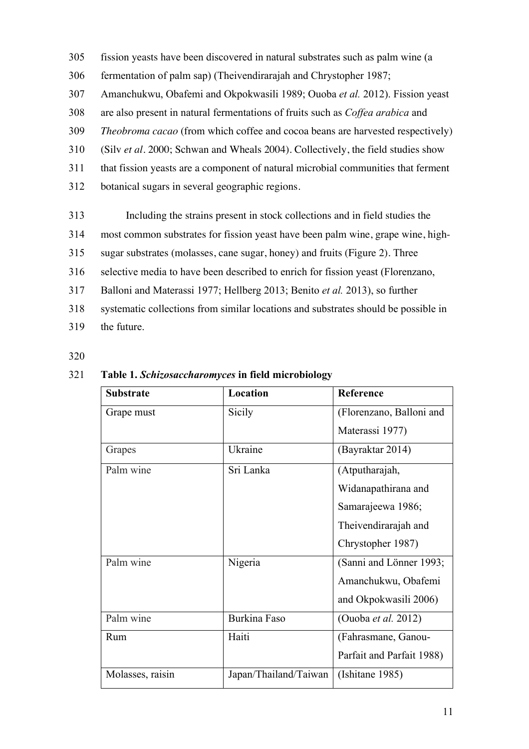fission yeasts have been discovered in natural substrates such as palm wine (a fermentation of palm sap) (Theivendirarajah and Chrystopher 1987; Amanchukwu, Obafemi and Okpokwasili 1989; Ouoba *et al.* 2012). Fission yeast are also present in natural fermentations of fruits such as *Coffea arabica* and *Theobroma cacao* (from which coffee and cocoa beans are harvested respectively) (Silv *et al*. 2000; Schwan and Wheals 2004). Collectively, the field studies show that fission yeasts are a component of natural microbial communities that ferment botanical sugars in several geographic regions.

Including the strains present in stock collections and in field studies the most common substrates for fission yeast have been palm wine, grape wine, high-sugar substrates (molasses, cane sugar, honey) and fruits (Figure 2). Three selective media to have been described to enrich for fission yeast (Florenzano, Balloni and Materassi 1977; Hellberg 2013; Benito *et al.* 2013), so further systematic collections from similar locations and substrates should be possible in the future.

**Table 1. *Schizosaccharomyces* in field microbiology**

| Substrate | Location | Reference |
|---|---|---|
| Grape must | Sicily | (Florenzano, Balloni and Materassi 1977) |
| Grapes | Ukraine | (Bayraktar 2014) |
| Palm wine | Sri Lanka | (Atputharajah, Widanapathirana and Samarajeewa 1986; Theivendirarajah and Chrystopher 1987) |
| Palm wine | Nigeria | (Sanni and Lönner 1993; Amanchukwu, Obafemi and Okpokwasili 2006) |
| Palm wine | Burkina Faso | (Ouoba *et al.* 2012) |
| Rum | Haiti | (Fahrasmane, Ganou-Parfait and Parfait 1988) |
| Molasses, raisin | Japan/Thailand/Taiwan | (Ishitane 1985) |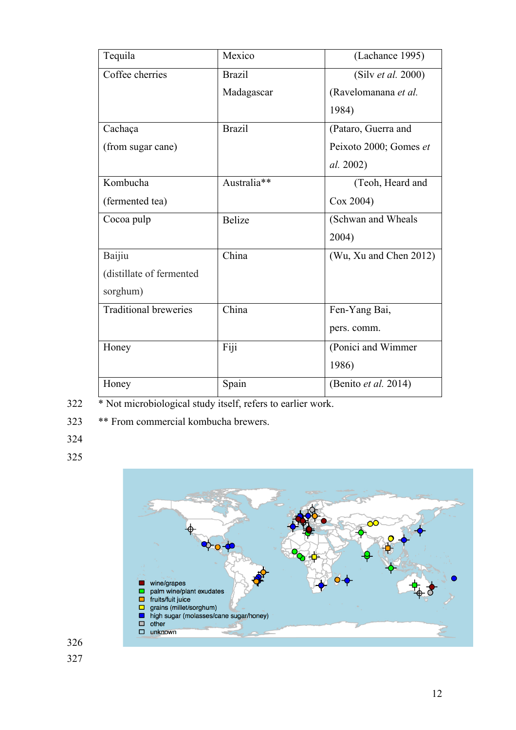| Tequila | Mexico | (Lachance 1995) |
|---|---|---|
| Coffee cherries | Brazil<br>Madagascar | (Silv *et al.* 2000)<br>(Ravelomanana *et al.* 1984) |
| Cachaça<br>(from sugar cane) | Brazil | (Pataro, Guerra and Peixoto 2000; Gomes *et al.* 2002) |
| Kombucha<br>(fermented tea) | Australia** | (Teoh, Heard and Cox 2004) |
| Cocoa pulp | Belize | (Schwan and Wheals 2004) |
| Baijiu<br>(distillate of fermented sorghum) | China | (Wu, Xu and Chen 2012) |
| Traditional breweries | China | Fen-Yang Bai, pers. comm. |
| Honey | Fiji | (Ponici and Wimmer 1986) |
| Honey | Spain | (Benito *et al.* 2014) |

322 * Not microbiological study itself, refers to earlier work.

323 ** From commercial kombucha brewers.

324

325

wine/grapes
palm wine/plant exudates
fruits/fuit juice
grains (millet/sorghum)
high sugar (molasses/cane sugar/honey)
other
unknown

326

327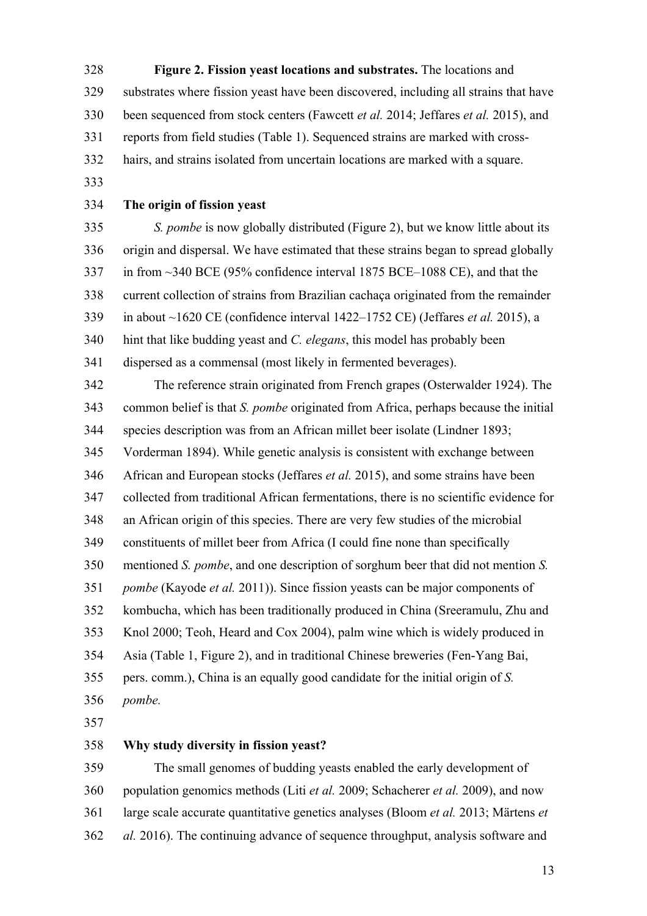**Figure 2. Fission yeast locations and substrates.** The locations and substrates where fission yeast have been discovered, including all strains that have been sequenced from stock centers (Fawcett *et al.* 2014; Jeffares *et al.* 2015), and reports from field studies (Table 1). Sequenced strains are marked with cross-hairs, and strains isolated from uncertain locations are marked with a square.

## The origin of fission yeast

*S. pombe* is now globally distributed (Figure 2), but we know little about its origin and dispersal. We have estimated that these strains began to spread globally in from ~340 BCE (95% confidence interval 1875 BCE–1088 CE), and that the current collection of strains from Brazilian cachaça originated from the remainder in about ~1620 CE (confidence interval 1422–1752 CE) (Jeffares *et al.* 2015), a hint that like budding yeast and *C. elegans*, this model has probably been dispersed as a commensal (most likely in fermented beverages).

The reference strain originated from French grapes (Osterwalder 1924). The common belief is that *S. pombe* originated from Africa, perhaps because the initial species description was from an African millet beer isolate (Lindner 1893; Vorderman 1894). While genetic analysis is consistent with exchange between African and European stocks (Jeffares *et al.* 2015), and some strains have been collected from traditional African fermentations, there is no scientific evidence for an African origin of this species. There are very few studies of the microbial constituents of millet beer from Africa (I could fine none than specifically mentioned *S. pombe*, and one description of sorghum beer that did not mention *S. pombe* (Kayode *et al.* 2011)). Since fission yeasts can be major components of kombucha, which has been traditionally produced in China (Sreeramulu, Zhu and Knol 2000; Teoh, Heard and Cox 2004), palm wine which is widely produced in Asia (Table 1, Figure 2), and in traditional Chinese breweries (Fen-Yang Bai, pers. comm.), China is an equally good candidate for the initial origin of *S. pombe.*

## Why study diversity in fission yeast?

The small genomes of budding yeasts enabled the early development of population genomics methods (Liti *et al.* 2009; Schacherer *et al.* 2009), and now large scale accurate quantitative genetics analyses (Bloom *et al.* 2013; Märtens *et al.* 2016). The continuing advance of sequence throughput, analysis software and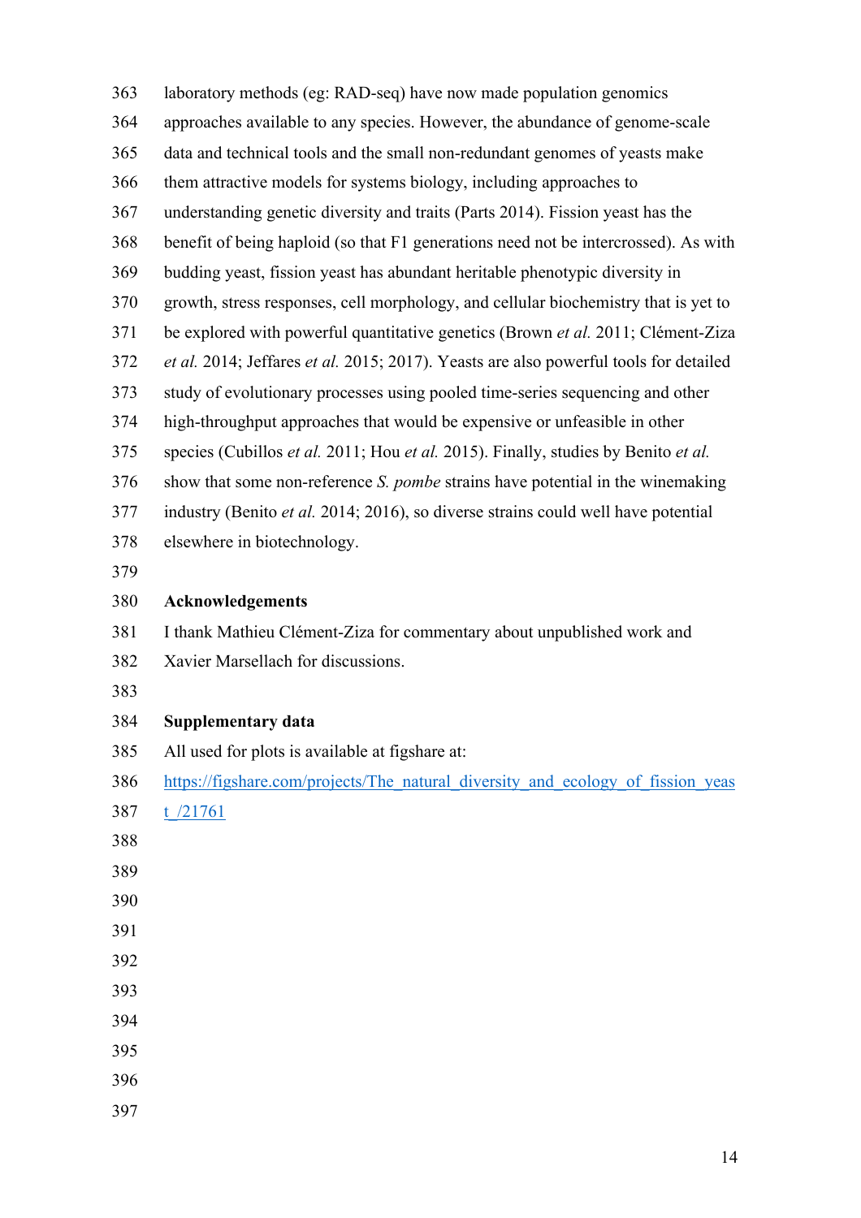laboratory methods (eg: RAD-seq) have now made population genomics approaches available to any species. However, the abundance of genome-scale data and technical tools and the small non-redundant genomes of yeasts make them attractive models for systems biology, including approaches to understanding genetic diversity and traits (Parts 2014). Fission yeast has the benefit of being haploid (so that F1 generations need not be intercrossed). As with budding yeast, fission yeast has abundant heritable phenotypic diversity in growth, stress responses, cell morphology, and cellular biochemistry that is yet to be explored with powerful quantitative genetics (Brown *et al.* 2011; Clément-Ziza *et al.* 2014; Jeffares *et al.* 2015; 2017). Yeasts are also powerful tools for detailed study of evolutionary processes using pooled time-series sequencing and other high-throughput approaches that would be expensive or unfeasible in other species (Cubillos *et al.* 2011; Hou *et al.* 2015). Finally, studies by Benito *et al.* show that some non-reference *S. pombe* strains have potential in the winemaking industry (Benito *et al.* 2014; 2016), so diverse strains could well have potential elsewhere in biotechnology.

## Acknowledgements

I thank Mathieu Clément-Ziza for commentary about unpublished work and Xavier Marsellach for discussions.

## Supplementary data

All used for plots is available at figshare at: https://figshare.com/projects/The_natural_diversity_and_ecology_of_fission_yeast_/21761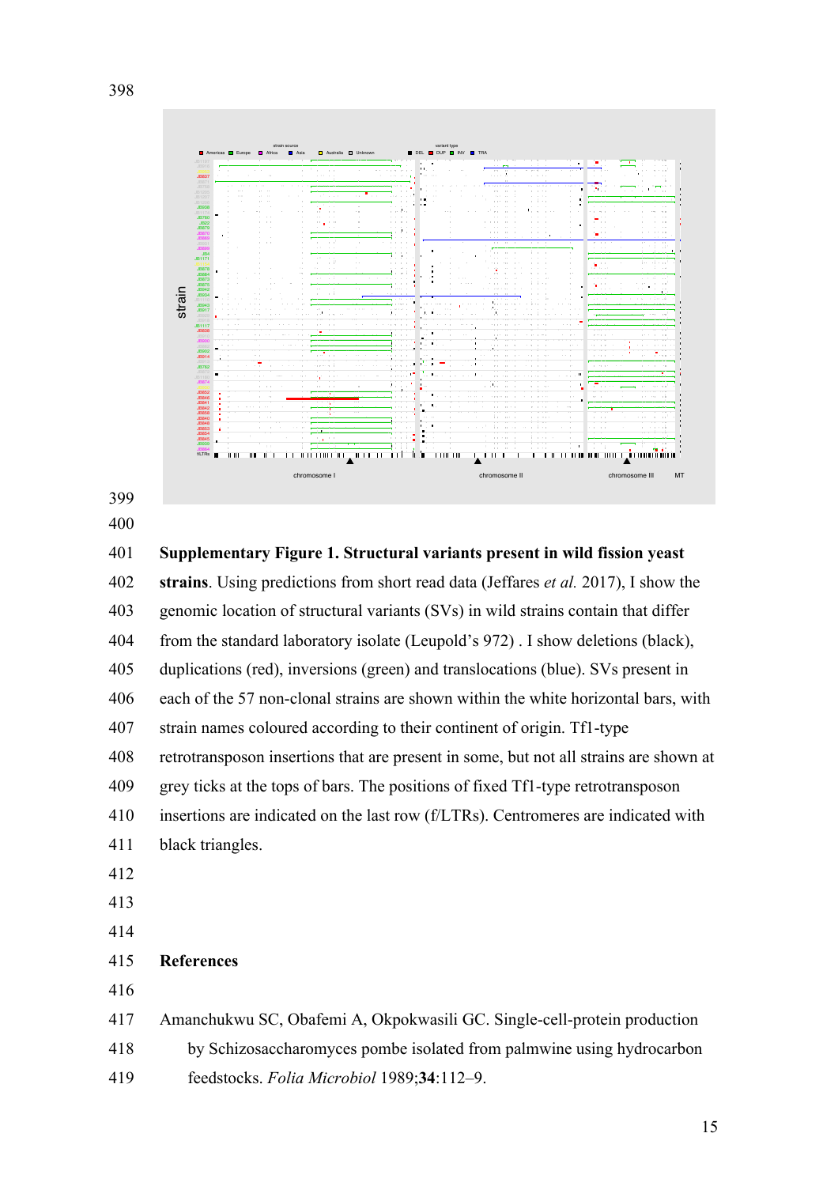**Supplementary Figure 1. Structural variants present in wild fission yeast strains**. Using predictions from short read data (Jeffares *et al.* 2017), I show the genomic location of structural variants (SVs) in wild strains contain that differ from the standard laboratory isolate (Leupold's 972) . I show deletions (black), duplications (red), inversions (green) and translocations (blue). SVs present in each of the 57 non-clonal strains are shown within the white horizontal bars, with strain names coloured according to their continent of origin. Tf1-type retrotransposon insertions that are present in some, but not all strains are shown at grey ticks at the tops of bars. The positions of fixed Tf1-type retrotransposon insertions are indicated on the last row (f/LTRs). Centromeres are indicated with black triangles.

## References

Amanchukwu SC, Obafemi A, Okpokwasili GC. Single-cell-protein production by Schizosaccharomyces pombe isolated from palmwine using hydrocarbon feedstocks. *Folia Microbiol* 1989;**34**:112–9.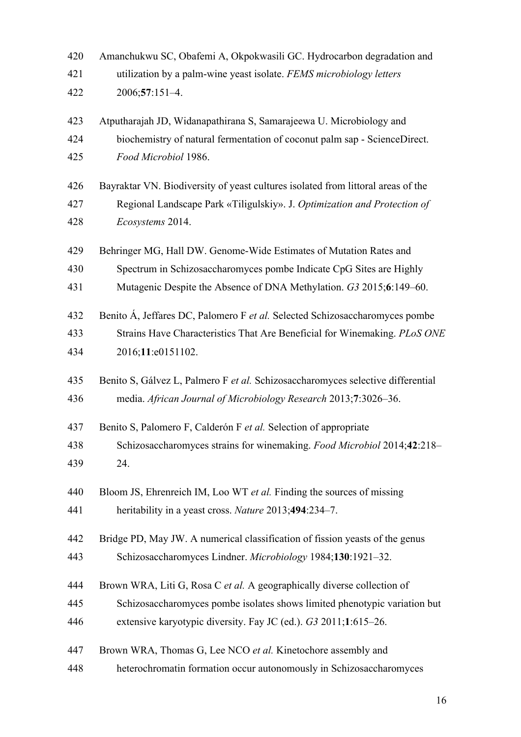Amanchukwu SC, Obafemi A, Okpokwasili GC. Hydrocarbon degradation and utilization by a palm-wine yeast isolate. *FEMS microbiology letters* 2006;**57**:151–4.

Atputharajah JD, Widanapathirana S, Samarajeewa U. Microbiology and biochemistry of natural fermentation of coconut palm sap - ScienceDirect. *Food Microbiol* 1986.

Bayraktar VN. Biodiversity of yeast cultures isolated from littoral areas of the Regional Landscape Park «Tiligulskiy». J. *Optimization and Protection of Ecosystems* 2014.

Behringer MG, Hall DW. Genome-Wide Estimates of Mutation Rates and Spectrum in Schizosaccharomyces pombe Indicate CpG Sites are Highly Mutagenic Despite the Absence of DNA Methylation. *G3* 2015;**6**:149–60.

Benito Á, Jeffares DC, Palomero F *et al.* Selected Schizosaccharomyces pombe Strains Have Characteristics That Are Beneficial for Winemaking. *PLoS ONE* 2016;**11**:e0151102.

Benito S, Gálvez L, Palmero F *et al.* Schizosaccharomyces selective differential media. *African Journal of Microbiology Research* 2013;**7**:3026–36.

Benito S, Palomero F, Calderón F *et al.* Selection of appropriate Schizosaccharomyces strains for winemaking. *Food Microbiol* 2014;**42**:218–24.

Bloom JS, Ehrenreich IM, Loo WT *et al.* Finding the sources of missing heritability in a yeast cross. *Nature* 2013;**494**:234–7.

Bridge PD, May JW. A numerical classification of fission yeasts of the genus Schizosaccharomyces Lindner. *Microbiology* 1984;**130**:1921–32.

Brown WRA, Liti G, Rosa C *et al.* A geographically diverse collection of Schizosaccharomyces pombe isolates shows limited phenotypic variation but extensive karyotypic diversity. Fay JC (ed.). *G3* 2011;**1**:615–26.

Brown WRA, Thomas G, Lee NCO *et al.* Kinetochore assembly and heterochromatin formation occur autonomously in Schizosaccharomyces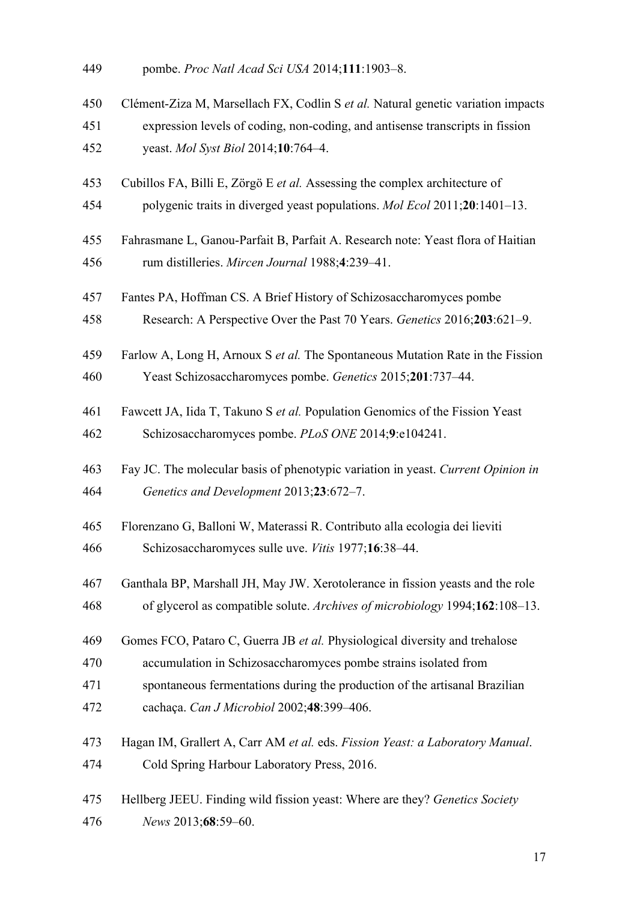pombe. *Proc Natl Acad Sci USA* 2014;**111**:1903–8.

Clément-Ziza M, Marsellach FX, Codlin S *et al.* Natural genetic variation impacts expression levels of coding, non-coding, and antisense transcripts in fission yeast. *Mol Syst Biol* 2014;**10**:764–4.

Cubillos FA, Billi E, Zörgö E *et al.* Assessing the complex architecture of polygenic traits in diverged yeast populations. *Mol Ecol* 2011;**20**:1401–13.

Fahrasmane L, Ganou-Parfait B, Parfait A. Research note: Yeast flora of Haitian rum distilleries. *Mircen Journal* 1988;**4**:239–41.

Fantes PA, Hoffman CS. A Brief History of Schizosaccharomyces pombe Research: A Perspective Over the Past 70 Years. *Genetics* 2016;**203**:621–9.

Farlow A, Long H, Arnoux S *et al.* The Spontaneous Mutation Rate in the Fission Yeast Schizosaccharomyces pombe. *Genetics* 2015;**201**:737–44.

Fawcett JA, Iida T, Takuno S *et al.* Population Genomics of the Fission Yeast Schizosaccharomyces pombe. *PLoS ONE* 2014;**9**:e104241.

Fay JC. The molecular basis of phenotypic variation in yeast. *Current Opinion in Genetics and Development* 2013;**23**:672–7.

Florenzano G, Balloni W, Materassi R. Contributo alla ecologia dei lieviti Schizosaccharomyces sulle uve. *Vitis* 1977;**16**:38–44.

Ganthala BP, Marshall JH, May JW. Xerotolerance in fission yeasts and the role of glycerol as compatible solute. *Archives of microbiology* 1994;**162**:108–13.

Gomes FCO, Pataro C, Guerra JB *et al.* Physiological diversity and trehalose accumulation in Schizosaccharomyces pombe strains isolated from spontaneous fermentations during the production of the artisanal Brazilian cachaça. *Can J Microbiol* 2002;**48**:399–406.

Hagan IM, Grallert A, Carr AM *et al.* eds. *Fission Yeast: a Laboratory Manual*. Cold Spring Harbour Laboratory Press, 2016.

Hellberg JEEU. Finding wild fission yeast: Where are they? *Genetics Society News* 2013;**68**:59–60.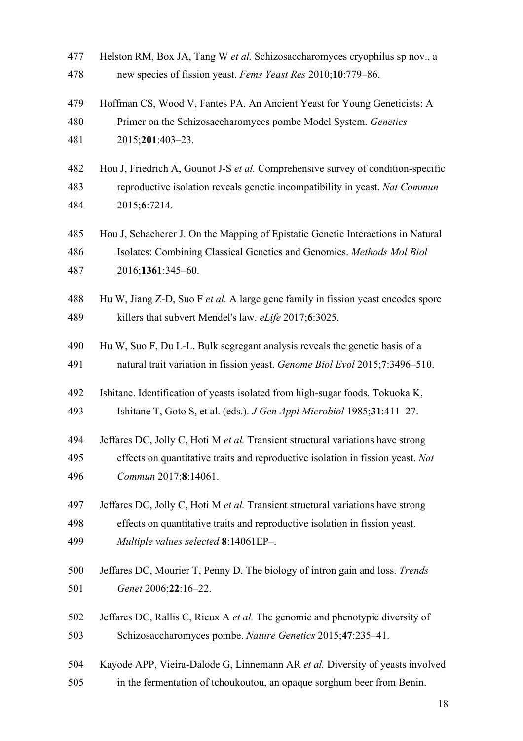Helston RM, Box JA, Tang W *et al.* Schizosaccharomyces cryophilus sp nov., a new species of fission yeast. *Fems Yeast Res* 2010;**10**:779–86.

Hoffman CS, Wood V, Fantes PA. An Ancient Yeast for Young Geneticists: A Primer on the Schizosaccharomyces pombe Model System. *Genetics* 2015;**201**:403–23.

Hou J, Friedrich A, Gounot J-S *et al.* Comprehensive survey of condition-specific reproductive isolation reveals genetic incompatibility in yeast. *Nat Commun* 2015;**6**:7214.

Hou J, Schacherer J. On the Mapping of Epistatic Genetic Interactions in Natural Isolates: Combining Classical Genetics and Genomics. *Methods Mol Biol* 2016;**1361**:345–60.

Hu W, Jiang Z-D, Suo F *et al.* A large gene family in fission yeast encodes spore killers that subvert Mendel's law. *eLife* 2017;**6**:3025.

Hu W, Suo F, Du L-L. Bulk segregant analysis reveals the genetic basis of a natural trait variation in fission yeast. *Genome Biol Evol* 2015;**7**:3496–510.

Ishitane. Identification of yeasts isolated from high-sugar foods. Tokuoka K, Ishitane T, Goto S, et al. (eds.). *J Gen Appl Microbiol* 1985;**31**:411–27.

Jeffares DC, Jolly C, Hoti M *et al.* Transient structural variations have strong effects on quantitative traits and reproductive isolation in fission yeast. *Nat Commun* 2017;**8**:14061.

Jeffares DC, Jolly C, Hoti M *et al.* Transient structural variations have strong effects on quantitative traits and reproductive isolation in fission yeast. *Multiple values selected* **8**:14061EP–.

Jeffares DC, Mourier T, Penny D. The biology of intron gain and loss. *Trends Genet* 2006;**22**:16–22.

Jeffares DC, Rallis C, Rieux A *et al.* The genomic and phenotypic diversity of Schizosaccharomyces pombe. *Nature Genetics* 2015;**47**:235–41.

Kayode APP, Vieira-Dalode G, Linnemann AR *et al.* Diversity of yeasts involved in the fermentation of tchoukoutou, an opaque sorghum beer from Benin.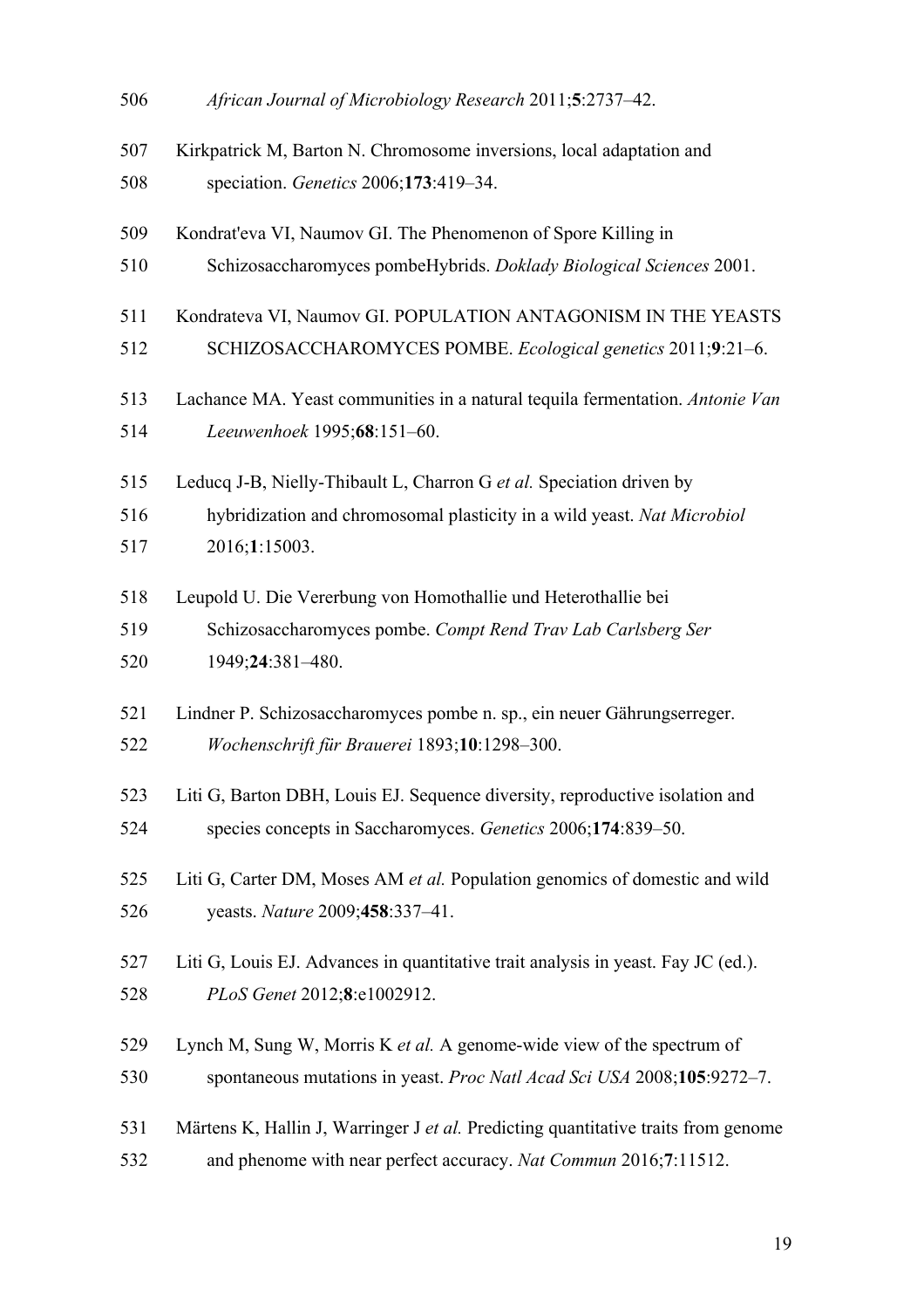*African Journal of Microbiology Research* 2011;**5**:2737–42.

Kirkpatrick M, Barton N. Chromosome inversions, local adaptation and speciation. *Genetics* 2006;**173**:419–34.

Kondrat'eva VI, Naumov GI. The Phenomenon of Spore Killing in Schizosaccharomyces pombeHybrids. *Doklady Biological Sciences* 2001.

Kondrateva VI, Naumov GI. POPULATION ANTAGONISM IN THE YEASTS SCHIZOSACCHAROMYCES POMBE. *Ecological genetics* 2011;**9**:21–6.

Lachance MA. Yeast communities in a natural tequila fermentation. *Antonie Van Leeuwenhoek* 1995;**68**:151–60.

Leducq J-B, Nielly-Thibault L, Charron G *et al.* Speciation driven by hybridization and chromosomal plasticity in a wild yeast. *Nat Microbiol* 2016;**1**:15003.

Leupold U. Die Vererbung von Homothallie und Heterothallie bei Schizosaccharomyces pombe. *Compt Rend Trav Lab Carlsberg Ser* 1949;**24**:381–480.

Lindner P. Schizosaccharomyces pombe n. sp., ein neuer Gährungserreger. *Wochenschrift für Brauerei* 1893;**10**:1298–300.

Liti G, Barton DBH, Louis EJ. Sequence diversity, reproductive isolation and species concepts in Saccharomyces. *Genetics* 2006;**174**:839–50.

Liti G, Carter DM, Moses AM *et al.* Population genomics of domestic and wild yeasts. *Nature* 2009;**458**:337–41.

Liti G, Louis EJ. Advances in quantitative trait analysis in yeast. Fay JC (ed.). *PLoS Genet* 2012;**8**:e1002912.

Lynch M, Sung W, Morris K *et al.* A genome-wide view of the spectrum of spontaneous mutations in yeast. *Proc Natl Acad Sci USA* 2008;**105**:9272–7.

Märtens K, Hallin J, Warringer J *et al.* Predicting quantitative traits from genome and phenome with near perfect accuracy. *Nat Commun* 2016;**7**:11512.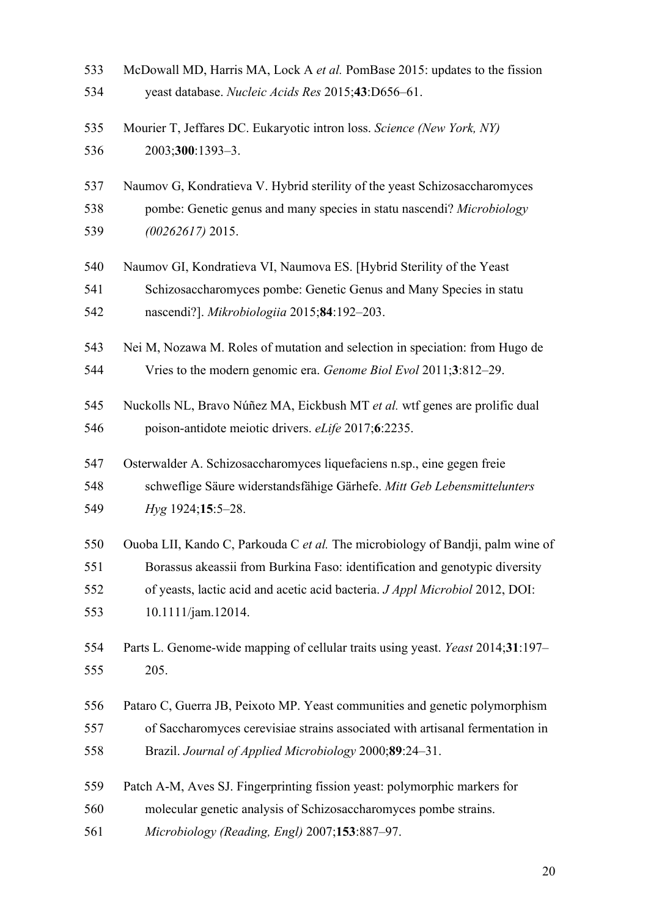McDowall MD, Harris MA, Lock A *et al.* PomBase 2015: updates to the fission yeast database. *Nucleic Acids Res* 2015;**43**:D656–61.

Mourier T, Jeffares DC. Eukaryotic intron loss. *Science (New York, NY)* 2003;**300**:1393–3.

Naumov G, Kondratieva V. Hybrid sterility of the yeast Schizosaccharomyces pombe: Genetic genus and many species in statu nascendi? *Microbiology (00262617)* 2015.

Naumov GI, Kondratieva VI, Naumova ES. [Hybrid Sterility of the Yeast Schizosaccharomyces pombe: Genetic Genus and Many Species in statu nascendi?]. *Mikrobiologiia* 2015;**84**:192–203.

Nei M, Nozawa M. Roles of mutation and selection in speciation: from Hugo de Vries to the modern genomic era. *Genome Biol Evol* 2011;**3**:812–29.

Nuckolls NL, Bravo Núñez MA, Eickbush MT *et al.* wtf genes are prolific dual poison-antidote meiotic drivers. *eLife* 2017;**6**:2235.

Osterwalder A. Schizosaccharomyces liquefaciens n.sp., eine gegen freie schweflige Säure widerstandsfähige Gärhefe. *Mitt Geb Lebensmittelunters Hyg* 1924;**15**:5–28.

Ouoba LII, Kando C, Parkouda C *et al.* The microbiology of Bandji, palm wine of Borassus akeassii from Burkina Faso: identification and genotypic diversity of yeasts, lactic acid and acetic acid bacteria. *J Appl Microbiol* 2012, DOI: 10.1111/jam.12014.

Parts L. Genome-wide mapping of cellular traits using yeast. *Yeast* 2014;**31**:197–205.

Pataro C, Guerra JB, Peixoto MP. Yeast communities and genetic polymorphism of Saccharomyces cerevisiae strains associated with artisanal fermentation in Brazil. *Journal of Applied Microbiology* 2000;**89**:24–31.

Patch A-M, Aves SJ. Fingerprinting fission yeast: polymorphic markers for molecular genetic analysis of Schizosaccharomyces pombe strains. *Microbiology (Reading, Engl)* 2007;**153**:887–97.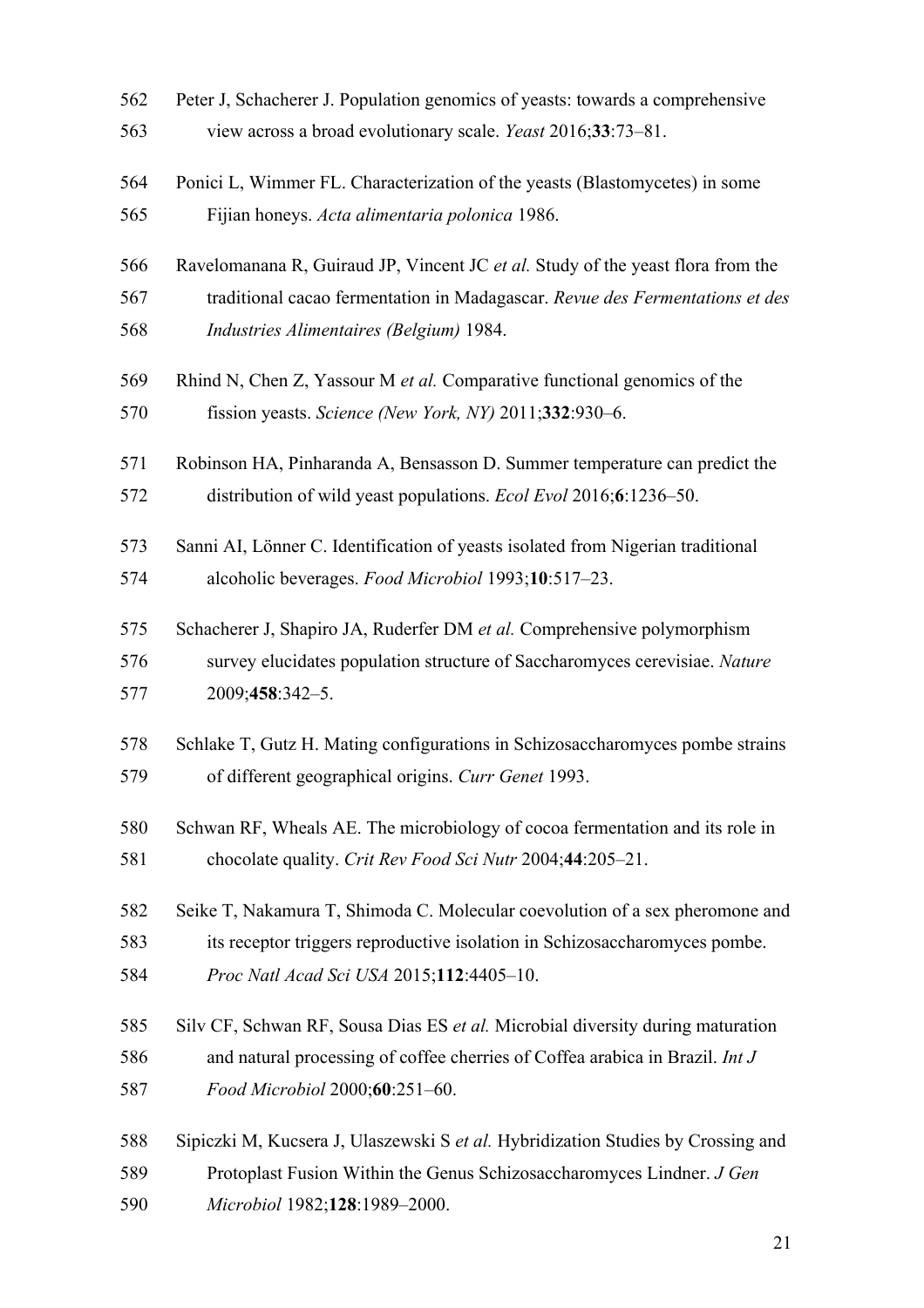Peter J, Schacherer J. Population genomics of yeasts: towards a comprehensive view across a broad evolutionary scale. *Yeast* 2016;**33**:73–81.

Ponici L, Wimmer FL. Characterization of the yeasts (Blastomycetes) in some Fijian honeys. *Acta alimentaria polonica* 1986.

Ravelomanana R, Guiraud JP, Vincent JC *et al.* Study of the yeast flora from the traditional cacao fermentation in Madagascar. *Revue des Fermentations et des Industries Alimentaires (Belgium)* 1984.

Rhind N, Chen Z, Yassour M *et al.* Comparative functional genomics of the fission yeasts. *Science (New York, NY)* 2011;**332**:930–6.

Robinson HA, Pinharanda A, Bensasson D. Summer temperature can predict the distribution of wild yeast populations. *Ecol Evol* 2016;**6**:1236–50.

Sanni AI, Lönner C. Identification of yeasts isolated from Nigerian traditional alcoholic beverages. *Food Microbiol* 1993;**10**:517–23.

Schacherer J, Shapiro JA, Ruderfer DM *et al.* Comprehensive polymorphism survey elucidates population structure of Saccharomyces cerevisiae. *Nature* 2009;**458**:342–5.

Schlake T, Gutz H. Mating configurations in Schizosaccharomyces pombe strains of different geographical origins. *Curr Genet* 1993.

Schwan RF, Wheals AE. The microbiology of cocoa fermentation and its role in chocolate quality. *Crit Rev Food Sci Nutr* 2004;**44**:205–21.

Seike T, Nakamura T, Shimoda C. Molecular coevolution of a sex pheromone and its receptor triggers reproductive isolation in Schizosaccharomyces pombe. *Proc Natl Acad Sci USA* 2015;**112**:4405–10.

Silv CF, Schwan RF, Sousa Dias ES *et al.* Microbial diversity during maturation and natural processing of coffee cherries of Coffea arabica in Brazil. *Int J Food Microbiol* 2000;**60**:251–60.

Sipiczki M, Kucsera J, Ulaszewski S *et al.* Hybridization Studies by Crossing and Protoplast Fusion Within the Genus Schizosaccharomyces Lindner. *J Gen Microbiol* 1982;**128**:1989–2000.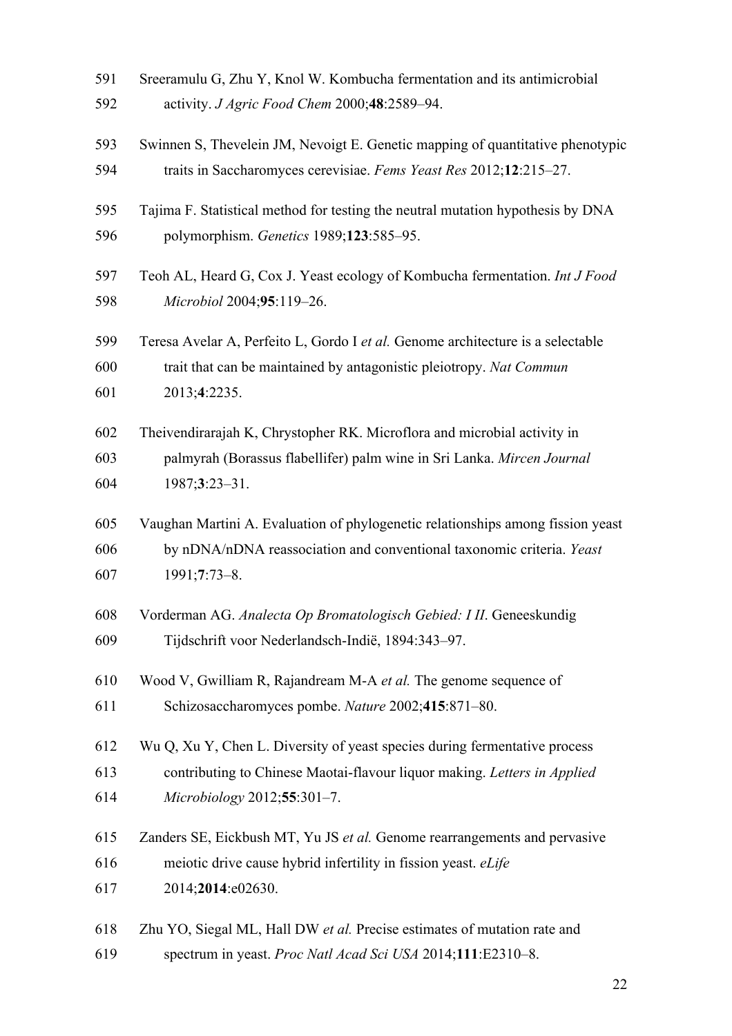Sreeramulu G, Zhu Y, Knol W. Kombucha fermentation and its antimicrobial activity. *J Agric Food Chem* 2000;**48**:2589–94.

Swinnen S, Thevelein JM, Nevoigt E. Genetic mapping of quantitative phenotypic traits in Saccharomyces cerevisiae. *Fems Yeast Res* 2012;**12**:215–27.

Tajima F. Statistical method for testing the neutral mutation hypothesis by DNA polymorphism. *Genetics* 1989;**123**:585–95.

Teoh AL, Heard G, Cox J. Yeast ecology of Kombucha fermentation. *Int J Food Microbiol* 2004;**95**:119–26.

Teresa Avelar A, Perfeito L, Gordo I *et al.* Genome architecture is a selectable trait that can be maintained by antagonistic pleiotropy. *Nat Commun* 2013;**4**:2235.

Theivendirarajah K, Chrystopher RK. Microflora and microbial activity in palmyrah (Borassus flabellifer) palm wine in Sri Lanka. *Mircen Journal* 1987;**3**:23–31.

Vaughan Martini A. Evaluation of phylogenetic relationships among fission yeast by nDNA/nDNA reassociation and conventional taxonomic criteria. *Yeast* 1991;**7**:73–8.

Vorderman AG. *Analecta Op Bromatologisch Gebied: I II*. Geneeskundig Tijdschrift voor Nederlandsch-Indië, 1894:343–97.

Wood V, Gwilliam R, Rajandream M-A *et al.* The genome sequence of Schizosaccharomyces pombe. *Nature* 2002;**415**:871–80.

Wu Q, Xu Y, Chen L. Diversity of yeast species during fermentative process contributing to Chinese Maotai-flavour liquor making. *Letters in Applied Microbiology* 2012;**55**:301–7.

Zanders SE, Eickbush MT, Yu JS *et al.* Genome rearrangements and pervasive meiotic drive cause hybrid infertility in fission yeast. *eLife* 2014;**2014**:e02630.

Zhu YO, Siegal ML, Hall DW *et al.* Precise estimates of mutation rate and spectrum in yeast. *Proc Natl Acad Sci USA* 2014;**111**:E2310–8.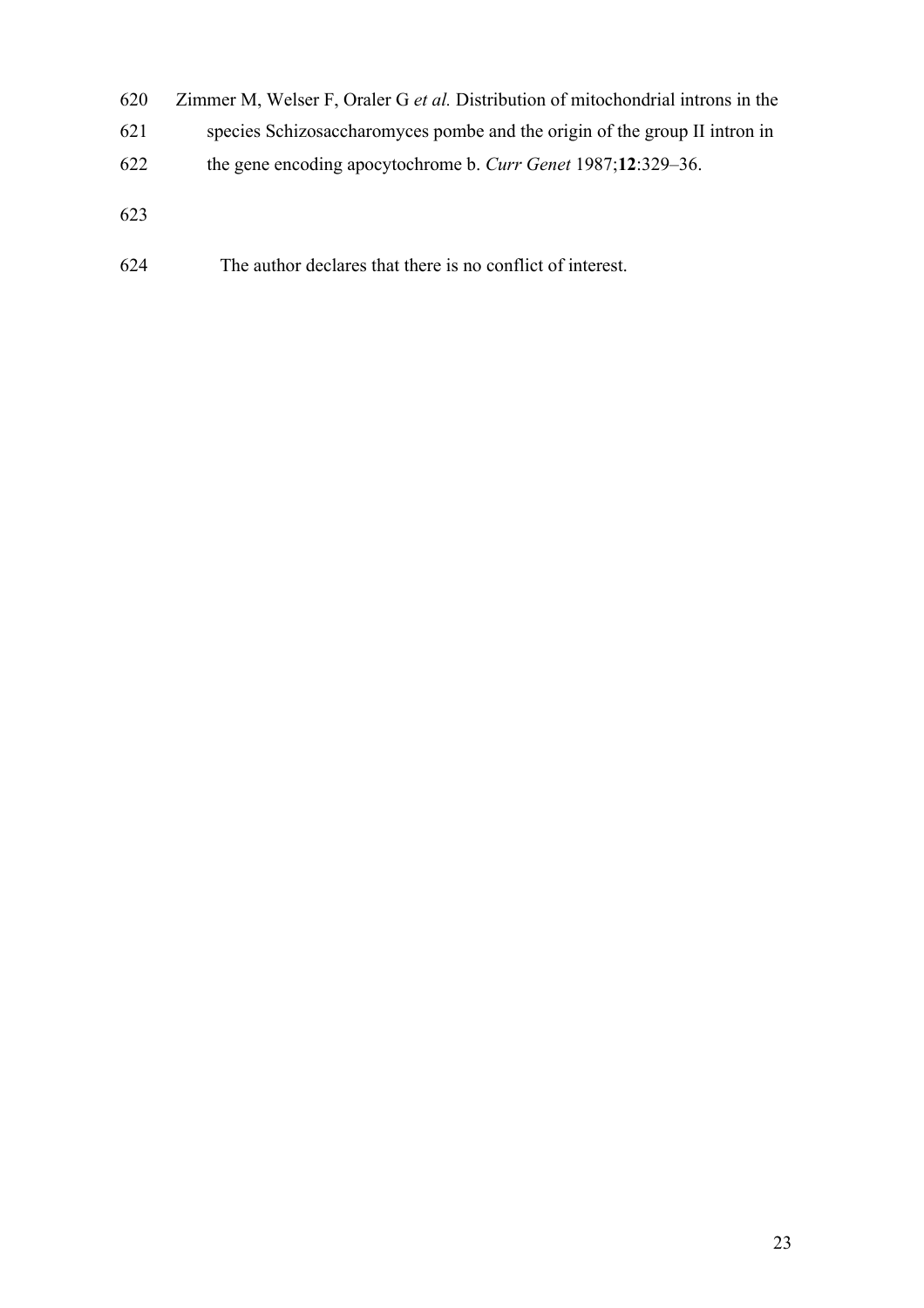Zimmer M, Welser F, Oraler G *et al.* Distribution of mitochondrial introns in the species Schizosaccharomyces pombe and the origin of the group II intron in the gene encoding apocytochrome b. *Curr Genet* 1987;**12**:329–36.

The author declares that there is no conflict of interest.